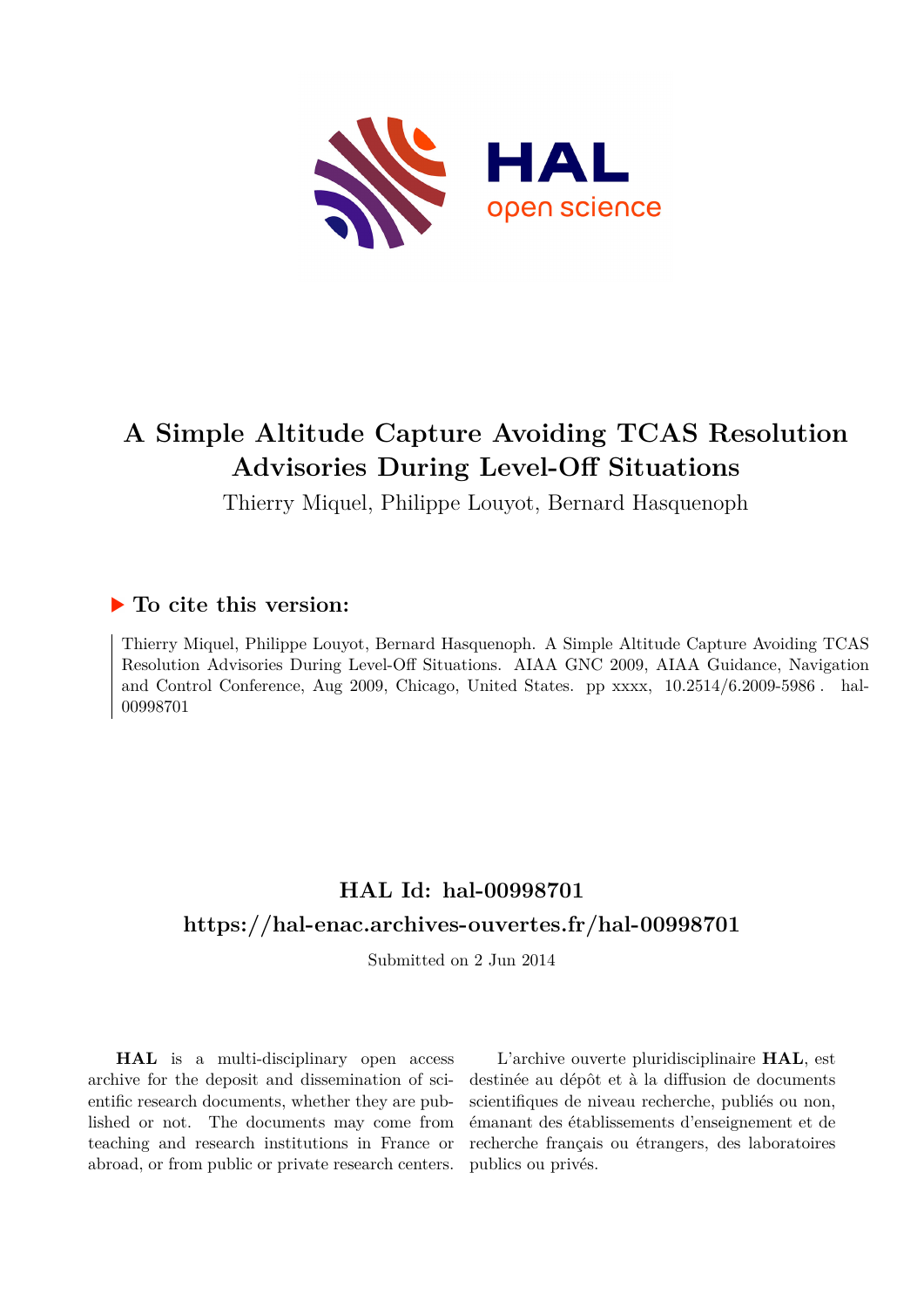# A Simple Altitude Capture Avoiding TCAS Resolution Advisories During Level-Off Situations

Thierry Miquel, Philippe Louyot, Bernard Hasquenoph

## ▶ To cite this version:

Thierry Miquel, Philippe Louyot, Bernard Hasquenoph. A Simple Altitude Capture Avoiding TCAS Resolution Advisories During Level-Off Situations. AIAA GNC 2009, AIAA Guidance, Navigation and Control Conference, Aug 2009, Chicago, United States. pp xxxx, 10.2514/6.2009-5986 . hal-00998701

## HAL Id: hal-00998701

## https://hal-enac.archives-ouvertes.fr/hal-00998701

Submitted on 2 Jun 2014

**HAL** is a multi-disciplinary open access archive for the deposit and dissemination of scientific research documents, whether they are published or not. The documents may come from teaching and research institutions in France or abroad, or from public or private research centers.

L'archive ouverte pluridisciplinaire **HAL**, est destinée au dépôt et à la diffusion de documents scientifiques de niveau recherche, publiés ou non, émanant des établissements d'enseignement et de recherche français ou étrangers, des laboratoires publics ou privés.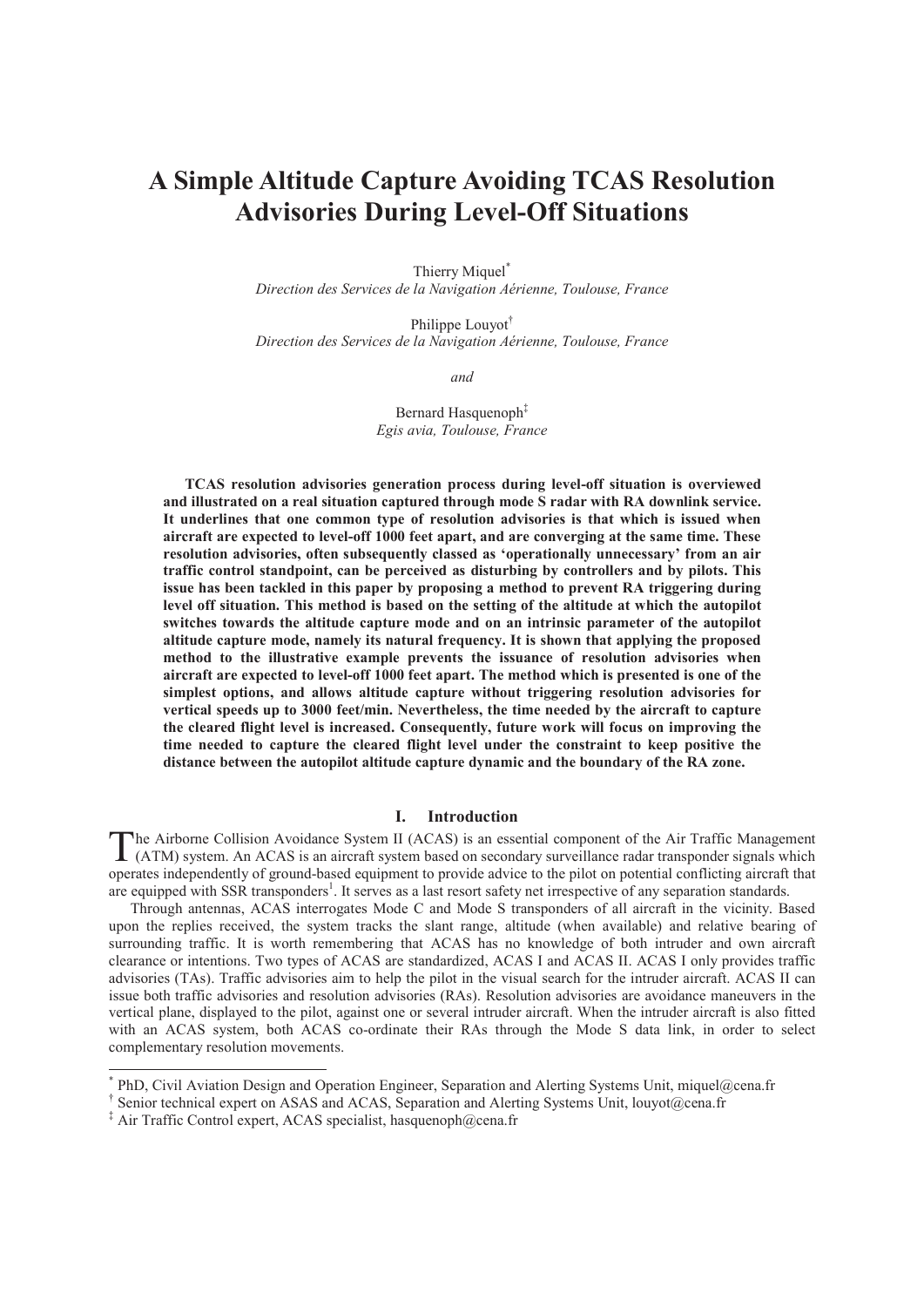# A Simple Altitude Capture Avoiding TCAS Resolution Advisories During Level-Off Situations

Thierry Miquel[*]
*Direction des Services de la Navigation Aérienne, Toulouse, France*

Philippe Louyot[†]
*Direction des Services de la Navigation Aérienne, Toulouse, France*

*and*

Bernard Hasquenoph[‡]
*Egis avia, Toulouse, France*

**TCAS resolution advisories generation process during level-off situation is overviewed and illustrated on a real situation captured through mode S radar with RA downlink service. It underlines that one common type of resolution advisories is that which is issued when aircraft are expected to level-off 1000 feet apart, and are converging at the same time. These resolution advisories, often subsequently classed as 'operationally unnecessary' from an air traffic control standpoint, can be perceived as disturbing by controllers and by pilots. This issue has been tackled in this paper by proposing a method to prevent RA triggering during level off situation. This method is based on the setting of the altitude at which the autopilot switches towards the altitude capture mode and on an intrinsic parameter of the autopilot altitude capture mode, namely its natural frequency. It is shown that applying the proposed method to the illustrative example prevents the issuance of resolution advisories when aircraft are expected to level-off 1000 feet apart. The method which is presented is one of the simplest options, and allows altitude capture without triggering resolution advisories for vertical speeds up to 3000 feet/min. Nevertheless, the time needed by the aircraft to capture the cleared flight level is increased. Consequently, future work will focus on improving the time needed to capture the cleared flight level under the constraint to keep positive the distance between the autopilot altitude capture dynamic and the boundary of the RA zone.**

## I. Introduction

The Airborne Collision Avoidance System II (ACAS) is an essential component of the Air Traffic Management (ATM) system. An ACAS is an aircraft system based on secondary surveillance radar transponder signals which operates independently of ground-based equipment to provide advice to the pilot on potential conflicting aircraft that are equipped with SSR transponders[1]. It serves as a last resort safety net irrespective of any separation standards.

Through antennas, ACAS interrogates Mode C and Mode S transponders of all aircraft in the vicinity. Based upon the replies received, the system tracks the slant range, altitude (when available) and relative bearing of surrounding traffic. It is worth remembering that ACAS has no knowledge of both intruder and own aircraft clearance or intentions. Two types of ACAS are standardized, ACAS I and ACAS II. ACAS I only provides traffic advisories (TAs). Traffic advisories aim to help the pilot in the visual search for the intruder aircraft. ACAS II can issue both traffic advisories and resolution advisories (RAs). Resolution advisories are avoidance maneuvers in the vertical plane, displayed to the pilot, against one or several intruder aircraft. When the intruder aircraft is also fitted with an ACAS system, both ACAS co-ordinate their RAs through the Mode S data link, in order to select complementary resolution movements.

---

[*] PhD, Civil Aviation Design and Operation Engineer, Separation and Alerting Systems Unit, miquel@cena.fr

[†] Senior technical expert on ASAS and ACAS, Separation and Alerting Systems Unit, louyot@cena.fr

[‡] Air Traffic Control expert, ACAS specialist, hasquenoph@cena.fr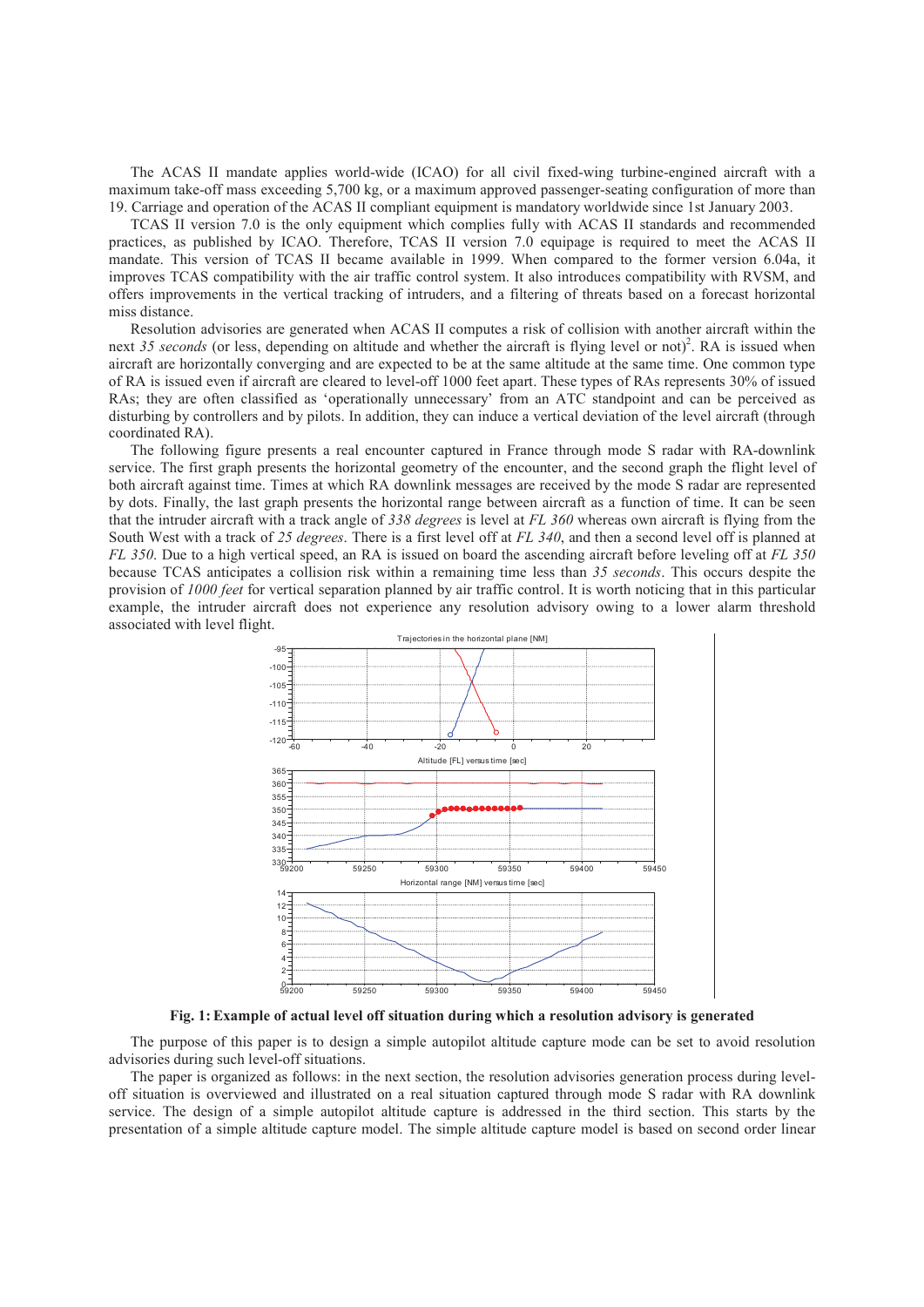The ACAS II mandate applies world-wide (ICAO) for all civil fixed-wing turbine-engined aircraft with a maximum take-off mass exceeding 5,700 kg, or a maximum approved passenger-seating configuration of more than 19. Carriage and operation of the ACAS II compliant equipment is mandatory worldwide since 1st January 2003.

TCAS II version 7.0 is the only equipment which complies fully with ACAS II standards and recommended practices, as published by ICAO. Therefore, TCAS II version 7.0 equipage is required to meet the ACAS II mandate. This version of TCAS II became available in 1999. When compared to the former version 6.04a, it improves TCAS compatibility with the air traffic control system. It also introduces compatibility with RVSM, and offers improvements in the vertical tracking of intruders, and a filtering of threats based on a forecast horizontal miss distance.

Resolution advisories are generated when ACAS II computes a risk of collision with another aircraft within the next *35 seconds* (or less, depending on altitude and whether the aircraft is flying level or not)[2]. RA is issued when aircraft are horizontally converging and are expected to be at the same altitude at the same time. One common type of RA is issued even if aircraft are cleared to level-off 1000 feet apart. These types of RAs represents 30% of issued RAs; they are often classified as 'operationally unnecessary' from an ATC standpoint and can be perceived as disturbing by controllers and by pilots. In addition, they can induce a vertical deviation of the level aircraft (through coordinated RA).

The following figure presents a real encounter captured in France through mode S radar with RA-downlink service. The first graph presents the horizontal geometry of the encounter, and the second graph the flight level of both aircraft against time. Times at which RA downlink messages are received by the mode S radar are represented by dots. Finally, the last graph presents the horizontal range between aircraft as a function of time. It can be seen that the intruder aircraft with a track angle of *338 degrees* is level at *FL 360* whereas own aircraft is flying from the South West with a track of *25 degrees*. There is a first level off at *FL 340*, and then a second level off is planned at *FL 350*. Due to a high vertical speed, an RA is issued on board the ascending aircraft before leveling off at *FL 350* because TCAS anticipates a collision risk within a remaining time less than *35 seconds*. This occurs despite the provision of *1000 feet* for vertical separation planned by air traffic control. It is worth noticing that in this particular example, the intruder aircraft does not experience any resolution advisory owing to a lower alarm threshold associated with level flight.

**Fig. 1: Example of actual level off situation during which a resolution advisory is generated**

The purpose of this paper is to design a simple autopilot altitude capture mode can be set to avoid resolution advisories during such level-off situations.

The paper is organized as follows: in the next section, the resolution advisories generation process during level-off situation is overviewed and illustrated on a real situation captured through mode S radar with RA downlink service. The design of a simple autopilot altitude capture is addressed in the third section. This starts by the presentation of a simple altitude capture model. The simple altitude capture model is based on second order linear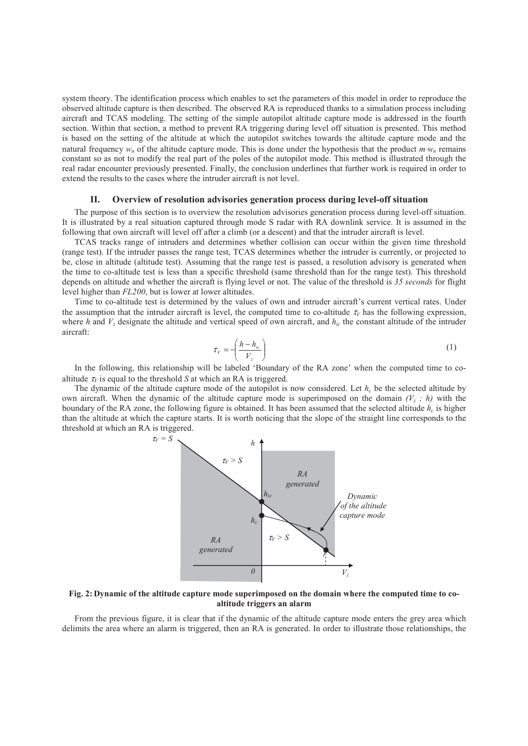system theory. The identification process which enables to set the parameters of this model in order to reproduce the observed altitude capture is then described. The observed RA is reproduced thanks to a simulation process including aircraft and TCAS modeling. The setting of the simple autopilot altitude capture mode is addressed in the fourth section. Within that section, a method to prevent RA triggering during level off situation is presented. This method is based on the setting of the altitude at which the autopilot switches towards the altitude capture mode and the natural frequency $w_n$ of the altitude capture mode. This is done under the hypothesis that the product $m \cdot w_n$ remains constant so as not to modify the real part of the poles of the autopilot mode. This method is illustrated through the real radar encounter previously presented. Finally, the conclusion underlines that further work is required in order to extend the results to the cases where the intruder aircraft is not level.

## II. Overview of resolution advisories generation process during level-off situation

The purpose of this section is to overview the resolution advisories generation process during level-off situation. It is illustrated by a real situation captured through mode S radar with RA downlink service. It is assumed in the following that own aircraft will level off after a climb (or a descent) and that the intruder aircraft is level.

TCAS tracks range of intruders and determines whether collision can occur within the given time threshold (range test). If the intruder passes the range test, TCAS determines whether the intruder is currently, or projected to be, close in altitude (altitude test). Assuming that the range test is passed, a resolution advisory is generated when the time to co-altitude test is less than a specific threshold (same threshold than for the range test). This threshold depends on altitude and whether the aircraft is flying level or not. The value of the threshold is *35 seconds* for flight level higher than *FL200*, but is lower at lower altitudes.

Time to co-altitude test is determined by the values of own and intruder aircraft's current vertical rates. Under the assumption that the intruder aircraft is level, the computed time to co-altitude $\tau_V$ has the following expression, where $h$ and $V_z$ designate the altitude and vertical speed of own aircraft, and $h_{ic}$ the constant altitude of the intruder aircraft:

$$\tau_V = -\left(\frac{h - h_{ic}}{V_z}\right) \tag{1}$$

In the following, this relationship will be labeled 'Boundary of the RA zone' when the computed time to co-altitude $\tau_V$ is equal to the threshold $S$ at which an RA is triggered.

The dynamic of the altitude capture mode of the autopilot is now considered. Let $h_c$ be the selected altitude by own aircraft. When the dynamic of the altitude capture mode is superimposed on the domain $(V_z\ ;\ h)$ with the boundary of the RA zone, the following figure is obtained. It has been assumed that the selected altitude $h_c$ is higher than the altitude at which the capture starts. It is worth noticing that the slope of the straight line corresponds to the threshold at which an RA is triggered.

$\tau_V = S$

$h$

$\tau_V > S$

RA generated

$h_{ic}$

Dynamic of the altitude capture mode

$h_c$

$\tau_V > S$

RA generated

0

$V_z$

**Fig. 2: Dynamic of the altitude capture mode superimposed on the domain where the computed time to co-altitude triggers an alarm**

From the previous figure, it is clear that if the dynamic of the altitude capture mode enters the grey area which delimits the area where an alarm is triggered, then an RA is generated. In order to illustrate those relationships, the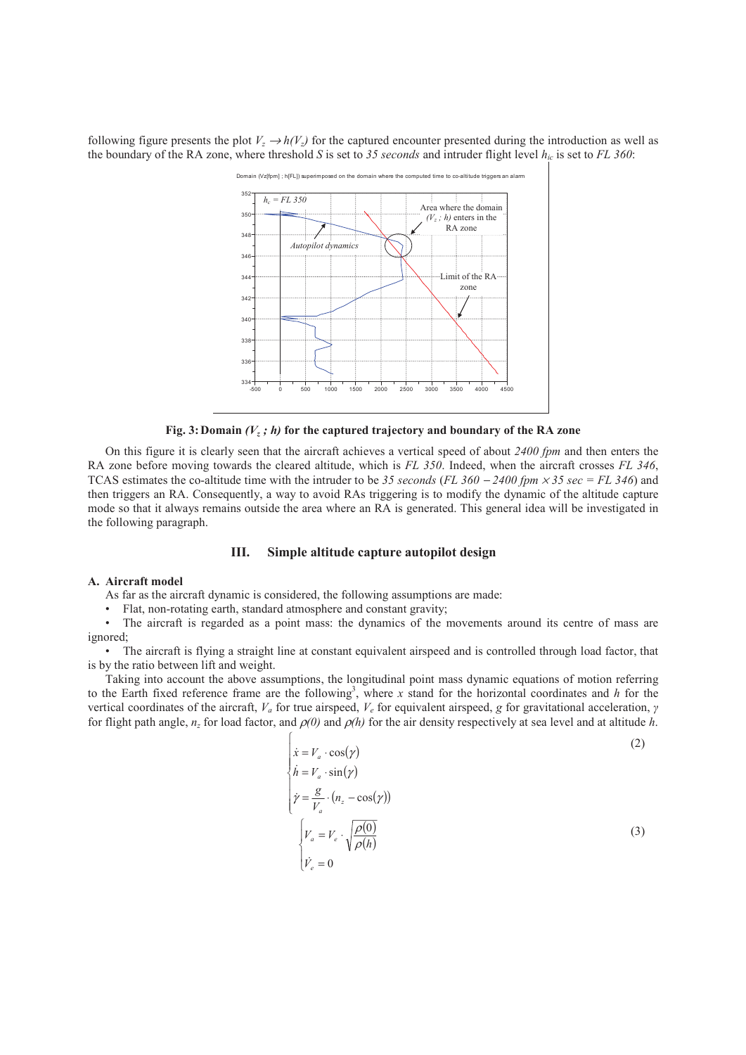following figure presents the plot $V_z \rightarrow h(V_z)$ for the captured encounter presented during the introduction as well as the boundary of the RA zone, where threshold $S$ is set to *35 seconds* and intruder flight level $h_{ic}$ is set to *FL 360*:

**Fig. 3: Domain $(V_z ; h)$ for the captured trajectory and boundary of the RA zone**

On this figure it is clearly seen that the aircraft achieves a vertical speed of about *2400 fpm* and then enters the RA zone before moving towards the cleared altitude, which is *FL 350*. Indeed, when the aircraft crosses *FL 346*, TCAS estimates the co-altitude time with the intruder to be *35 seconds* (*FL 360 − 2400 fpm × 35 sec = FL 346*) and then triggers an RA. Consequently, a way to avoid RAs triggering is to modify the dynamic of the altitude capture mode so that it always remains outside the area where an RA is generated. This general idea will be investigated in the following paragraph.

## III. Simple altitude capture autopilot design

### A. Aircraft model

As far as the aircraft dynamic is considered, the following assumptions are made:

- Flat, non-rotating earth, standard atmosphere and constant gravity;
- The aircraft is regarded as a point mass: the dynamics of the movements around its centre of mass are ignored;
- The aircraft is flying a straight line at constant equivalent airspeed and is controlled through load factor, that is by the ratio between lift and weight.

Taking into account the above assumptions, the longitudinal point mass dynamic equations of motion referring to the Earth fixed reference frame are the following[3], where $x$ stand for the horizontal coordinates and $h$ for the vertical coordinates of the aircraft, $V_a$ for true airspeed, $V_e$ for equivalent airspeed, $g$ for gravitational acceleration, $\gamma$ for flight path angle, $n_z$ for load factor, and $\rho(0)$ and $\rho(h)$ for the air density respectively at sea level and at altitude $h$.

$$
\begin{cases}
\dot{x} = V_a \cdot \cos(\gamma) \\
\dot{h} = V_a \cdot \sin(\gamma) \\
\dot{\gamma} = \dfrac{g}{V_a} \cdot \left(n_z - \cos(\gamma)\right)
\end{cases}
\tag{2}
$$

$$
\begin{cases}
V_a = V_e \cdot \sqrt{\dfrac{\rho(0)}{\rho(h)}} \\
\dot{V}_e = 0
\end{cases}
\tag{3}
$$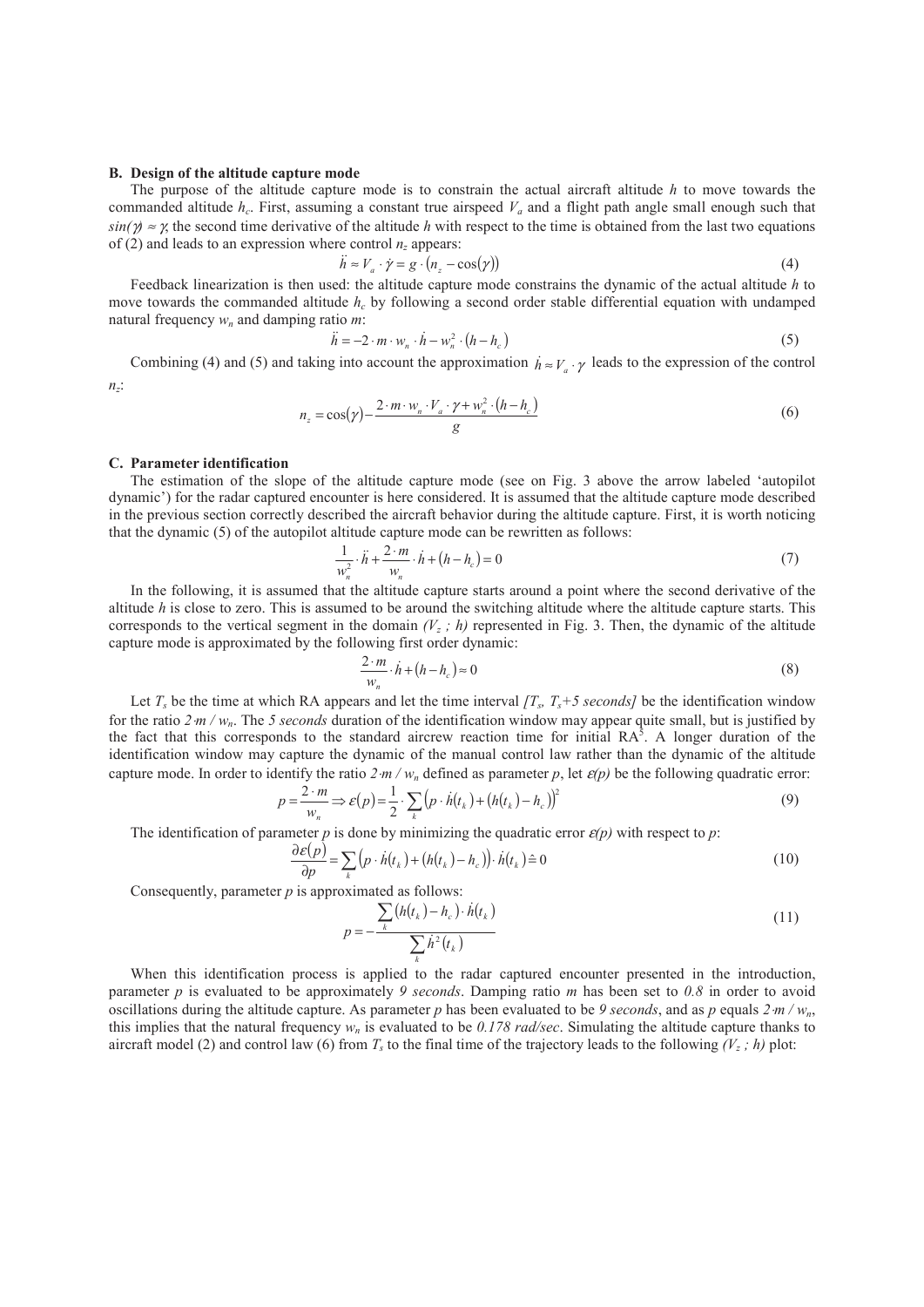### B. Design of the altitude capture mode

The purpose of the altitude capture mode is to constrain the actual aircraft altitude $h$ to move towards the commanded altitude $h_c$. First, assuming a constant true airspeed $V_a$ and a flight path angle small enough such that $\sin(\gamma) \approx \gamma$, the second time derivative of the altitude $h$ with respect to the time is obtained from the last two equations of (2) and leads to an expression where control $n_z$ appears:

$$\ddot{h} \approx V_a \cdot \dot{\gamma} = g \cdot (n_z - \cos(\gamma)) \tag{4}$$

Feedback linearization is then used: the altitude capture mode constrains the dynamic of the actual altitude $h$ to move towards the commanded altitude $h_c$ by following a second order stable differential equation with undamped natural frequency $w_n$ and damping ratio $m$:

$$\ddot{h} = -2 \cdot m \cdot w_n \cdot \dot{h} - w_n^2 \cdot (h - h_c) \tag{5}$$

Combining (4) and (5) and taking into account the approximation $\dot{h} \approx V_a \cdot \gamma$ leads to the expression of the control $n_z$:

$$n_z = \cos(\gamma) - \frac{2 \cdot m \cdot w_n \cdot V_a \cdot \gamma + w_n^2 \cdot (h - h_c)}{g} \tag{6}$$

### C. Parameter identification

The estimation of the slope of the altitude capture mode (see on Fig. 3 above the arrow labeled 'autopilot dynamic') for the radar captured encounter is here considered. It is assumed that the altitude capture mode described in the previous section correctly described the aircraft behavior during the altitude capture. First, it is worth noticing that the dynamic (5) of the autopilot altitude capture mode can be rewritten as follows:

$$\frac{1}{w_n^2} \cdot \ddot{h} + \frac{2 \cdot m}{w_n} \cdot \dot{h} + (h - h_c) = 0 \tag{7}$$

In the following, it is assumed that the altitude capture starts around a point where the second derivative of the altitude $h$ is close to zero. This is assumed to be around the switching altitude where the altitude capture starts. This corresponds to the vertical segment in the domain $(V_z\ ;\ h)$ represented in Fig. 3. Then, the dynamic of the altitude capture mode is approximated by the following first order dynamic:

$$\frac{2 \cdot m}{w_n} \cdot \dot{h} + (h - h_c) \approx 0 \tag{8}$$

Let $T_s$ be the time at which RA appears and let the time interval $[T_s, T_s\text{+}5 \text{ seconds}]$ be the identification window for the ratio $2 \cdot m / w_n$. The *5 seconds* duration of the identification window may appear quite small, but is justified by the fact that this corresponds to the standard aircrew reaction time for initial RA[5]. A longer duration of the identification window may capture the dynamic of the manual control law rather than the dynamic of the altitude capture mode. In order to identify the ratio $2 \cdot m / w_n$ defined as parameter $p$, let $\varepsilon(p)$ be the following quadratic error:

$$p = \frac{2 \cdot m}{w_n} \Rightarrow \varepsilon(p) = \frac{1}{2} \cdot \sum_k \left(p \cdot \dot{h}(t_k) + (h(t_k) - h_c)\right)^2 \tag{9}$$

The identification of parameter $p$ is done by minimizing the quadratic error $\varepsilon(p)$ with respect to $p$:

$$\frac{\partial \varepsilon(p)}{\partial p} = \sum_k \left(p \cdot \dot{h}(t_k) + (h(t_k) - h_c)\right) \cdot \dot{h}(t_k) \hat{=} 0 \tag{10}$$

Consequently, parameter $p$ is approximated as follows:

$$p = -\frac{\sum_k (h(t_k) - h_c) \cdot \dot{h}(t_k)}{\sum_k \dot{h}^2(t_k)} \tag{11}$$

When this identification process is applied to the radar captured encounter presented in the introduction, parameter $p$ is evaluated to be approximately *9 seconds*. Damping ratio $m$ has been set to *0.8* in order to avoid oscillations during the altitude capture. As parameter $p$ has been evaluated to be *9 seconds*, and as $p$ equals $2 \cdot m / w_n$, this implies that the natural frequency $w_n$ is evaluated to be *0.178 rad/sec*. Simulating the altitude capture thanks to aircraft model (2) and control law (6) from $T_s$ to the final time of the trajectory leads to the following $(V_z\ ;\ h)$ plot: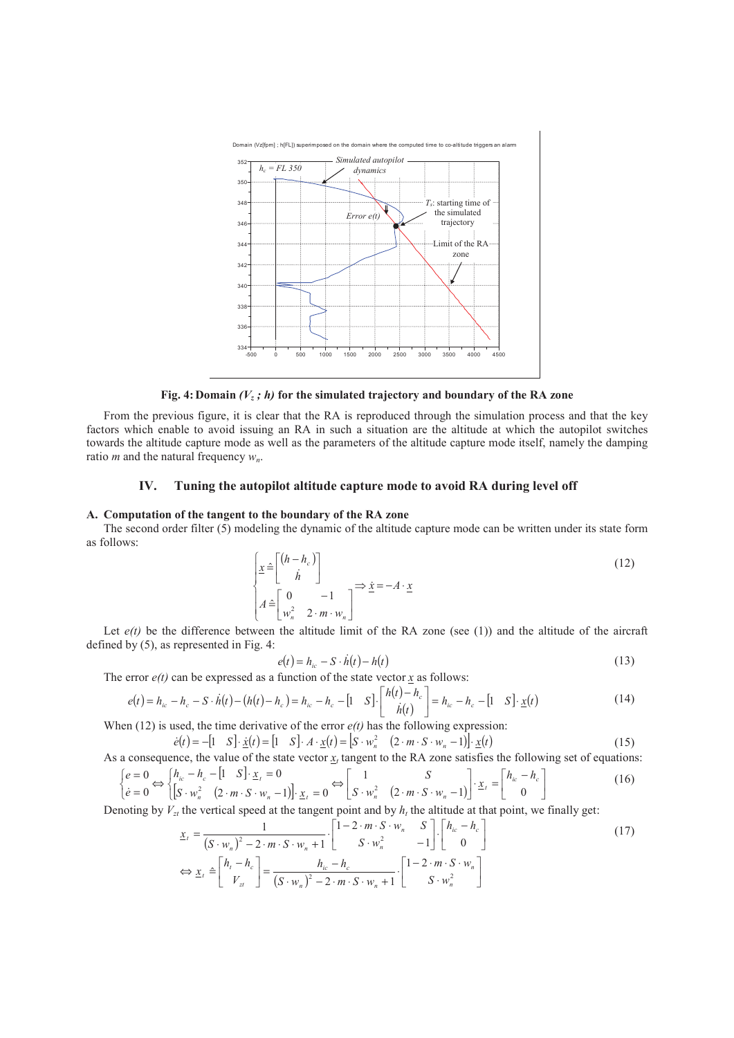Fig. 4: Domain $(V_z ; h)$ for the simulated trajectory and boundary of the RA zone

From the previous figure, it is clear that the RA is reproduced through the simulation process and that the key factors which enable to avoid issuing an RA in such a situation are the altitude at which the autopilot switches towards the altitude capture mode as well as the parameters of the altitude capture mode itself, namely the damping ratio $m$ and the natural frequency $w_n$.

## IV. Tuning the autopilot altitude capture mode to avoid RA during level off

### A. Computation of the tangent to the boundary of the RA zone

The second order filter (5) modeling the dynamic of the altitude capture mode can be written under its state form as follows:

$$\begin{cases} \underline{x} \triangleq \begin{bmatrix} (h - h_c) \\ \dot{h} \end{bmatrix} \\ A \triangleq \begin{bmatrix} 0 & -1 \\ w_n^2 & 2 \cdot m \cdot w_n \end{bmatrix} \end{cases} \Rightarrow \underline{\dot{x}} = -A \cdot \underline{x} \tag{12}$$

Let $e(t)$ be the difference between the altitude limit of the RA zone (see (1)) and the altitude of the aircraft defined by (5), as represented in Fig. 4:

$$e(t) = h_{ic} - S \cdot \dot{h}(t) - h(t) \tag{13}$$

The error $e(t)$ can be expressed as a function of the state vector $\underline{x}$ as follows:

$$e(t) = h_{ic} - h_c - S \cdot \dot{h}(t) - (h(t) - h_c) = h_{ic} - h_c - \begin{bmatrix} 1 & S \end{bmatrix} \cdot \begin{bmatrix} h(t) - h_c \\ \dot{h}(t) \end{bmatrix} = h_{ic} - h_c - \begin{bmatrix} 1 & S \end{bmatrix} \cdot \underline{x}(t) \tag{14}$$

When (12) is used, the time derivative of the error $e(t)$ has the following expression:

$$\dot{e}(t) = -\begin{bmatrix} 1 & S \end{bmatrix} \cdot \underline{\dot{x}}(t) = \begin{bmatrix} 1 & S \end{bmatrix} \cdot A \cdot \underline{x}(t) = \begin{bmatrix} S \cdot w_n^2 & (2 \cdot m \cdot S \cdot w_n - 1) \end{bmatrix} \cdot \underline{x}(t) \tag{15}$$

As a consequence, the value of the state vector $\underline{x}_t$ tangent to the RA zone satisfies the following set of equations:

$$\begin{cases} e = 0 \\ \dot{e} = 0 \end{cases} \Leftrightarrow \begin{cases} h_{ic} - h_c - \begin{bmatrix} 1 & S \end{bmatrix} \cdot \underline{x}_t = 0 \\ \begin{bmatrix} S \cdot w_n^2 & (2 \cdot m \cdot S \cdot w_n - 1) \end{bmatrix} \cdot \underline{x}_t = 0 \end{cases} \Leftrightarrow \begin{bmatrix} 1 & S \\ S \cdot w_n^2 & (2 \cdot m \cdot S \cdot w_n - 1) \end{bmatrix} \cdot \underline{x}_t = \begin{bmatrix} h_{ic} - h_c \\ 0 \end{bmatrix} \tag{16}$$

Denoting by $V_{zt}$ the vertical speed at the tangent point and by $h_t$ the altitude at that point, we finally get:

$$\underline{x}_t = \frac{1}{(S \cdot w_n)^2 - 2 \cdot m \cdot S \cdot w_n + 1} \cdot \begin{bmatrix} 1 - 2 \cdot m \cdot S \cdot w_n & S \\ S \cdot w_n^2 & -1 \end{bmatrix} \cdot \begin{bmatrix} h_{ic} - h_c \\ 0 \end{bmatrix}$$

$$\Leftrightarrow \underline{x}_t \triangleq \begin{bmatrix} h_t - h_c \\ V_{zt} \end{bmatrix} = \frac{h_{ic} - h_c}{(S \cdot w_n)^2 - 2 \cdot m \cdot S \cdot w_n + 1} \cdot \begin{bmatrix} 1 - 2 \cdot m \cdot S \cdot w_n \\ S \cdot w_n^2 \end{bmatrix} \tag{17}$$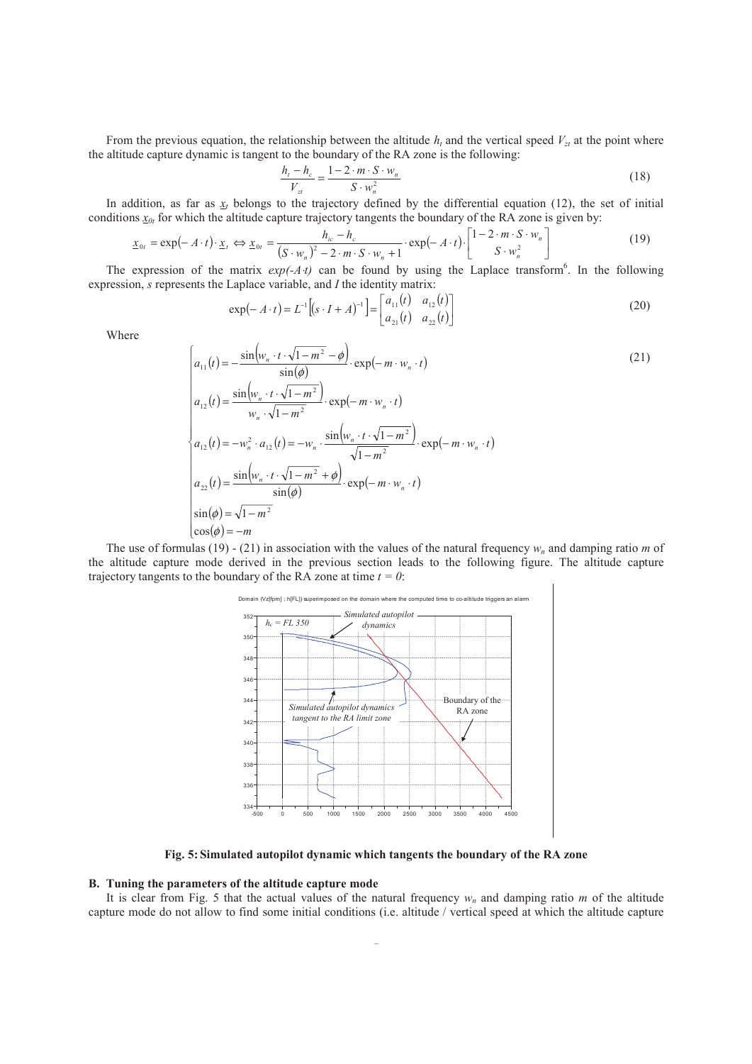From the previous equation, the relationship between the altitude $h_t$ and the vertical speed $V_{zt}$ at the point where the altitude capture dynamic is tangent to the boundary of the RA zone is the following:

$$\frac{h_t - h_c}{V_{zt}} = \frac{1 - 2 \cdot m \cdot S \cdot w_n}{S \cdot w_n^2} \tag{18}$$

In addition, as far as $\underline{x}_t$ belongs to the trajectory defined by the differential equation (12), the set of initial conditions $\underline{x}_{0t}$ for which the altitude capture trajectory tangents the boundary of the RA zone is given by:

$$\underline{x}_{0t} = \exp(-A \cdot t) \cdot \underline{x}_t \Leftrightarrow \underline{x}_{0t} = \frac{h_{ic} - h_c}{(S \cdot w_n)^2 - 2 \cdot m \cdot S \cdot w_n + 1} \cdot \exp(-A \cdot t) \cdot \begin{bmatrix} 1 - 2 \cdot m \cdot S \cdot w_n \\ S \cdot w_n^2 \end{bmatrix} \tag{19}$$

The expression of the matrix $exp(-A{\cdot}t)$ can be found by using the Laplace transform[6]. In the following expression, $s$ represents the Laplace variable, and $I$ the identity matrix:

$$\exp(-A \cdot t) = L^{-1}\left[(s \cdot I + A)^{-1}\right] = \begin{bmatrix} a_{11}(t) & a_{12}(t) \\ a_{21}(t) & a_{22}(t) \end{bmatrix} \tag{20}$$

Where

$$\begin{cases} a_{11}(t) = -\dfrac{\sin\left(w_n \cdot t \cdot \sqrt{1-m^2} - \phi\right)}{\sin(\phi)} \cdot \exp(-m \cdot w_n \cdot t) \\ a_{12}(t) = \dfrac{\sin\left(w_n \cdot t \cdot \sqrt{1-m^2}\right)}{w_n \cdot \sqrt{1-m^2}} \cdot \exp(-m \cdot w_n \cdot t) \\ a_{12}(t) = -w_n^2 \cdot a_{12}(t) = -w_n \cdot \dfrac{\sin\left(w_n \cdot t \cdot \sqrt{1-m^2}\right)}{\sqrt{1-m^2}} \cdot \exp(-m \cdot w_n \cdot t) \\ a_{22}(t) = \dfrac{\sin\left(w_n \cdot t \cdot \sqrt{1-m^2} + \phi\right)}{\sin(\phi)} \cdot \exp(-m \cdot w_n \cdot t) \\ \sin(\phi) = \sqrt{1-m^2} \\ \cos(\phi) = -m \end{cases} \tag{21}$$

The use of formulas (19) - (21) in association with the values of the natural frequency $w_n$ and damping ratio $m$ of the altitude capture mode derived in the previous section leads to the following figure. The altitude capture trajectory tangents to the boundary of the RA zone at time $t = 0$:

**Fig. 5: Simulated autopilot dynamic which tangents the boundary of the RA zone**

### B. Tuning the parameters of the altitude capture mode

It is clear from Fig. 5 that the actual values of the natural frequency $w_n$ and damping ratio $m$ of the altitude capture mode do not allow to find some initial conditions (i.e. altitude / vertical speed at which the altitude capture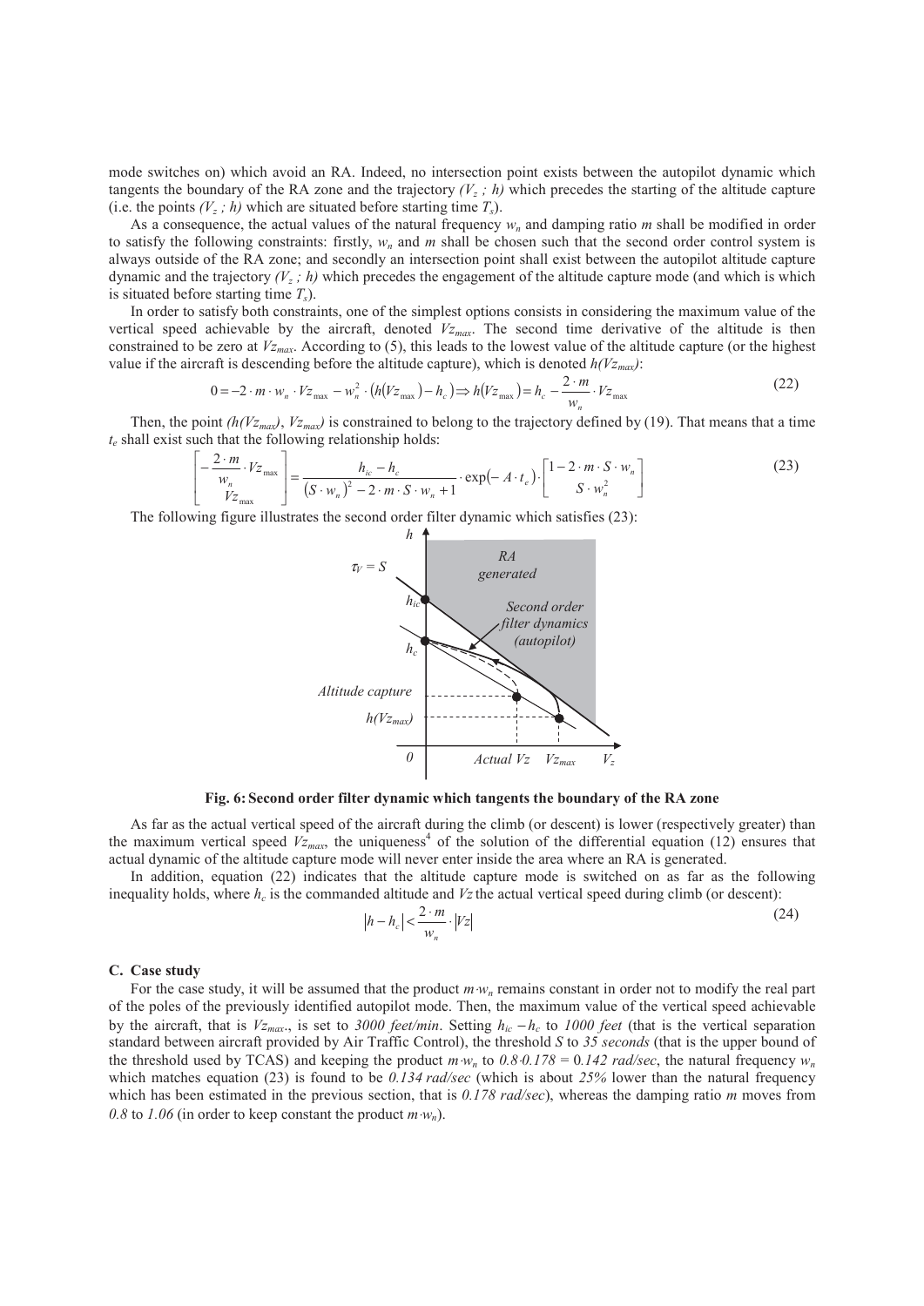mode switches on) which avoid an RA. Indeed, no intersection point exists between the autopilot dynamic which tangents the boundary of the RA zone and the trajectory $(V_z ; h)$ which precedes the starting of the altitude capture (i.e. the points $(V_z ; h)$ which are situated before starting time $T_s$).

As a consequence, the actual values of the natural frequency $w_n$ and damping ratio $m$ shall be modified in order to satisfy the following constraints: firstly, $w_n$ and $m$ shall be chosen such that the second order control system is always outside of the RA zone; and secondly an intersection point shall exist between the autopilot altitude capture dynamic and the trajectory $(V_z ; h)$ which precedes the engagement of the altitude capture mode (and which is which is situated before starting time $T_s$).

In order to satisfy both constraints, one of the simplest options consists in considering the maximum value of the vertical speed achievable by the aircraft, denoted $Vz_{max}$. The second time derivative of the altitude is then constrained to be zero at $Vz_{max}$. According to (5), this leads to the lowest value of the altitude capture (or the highest value if the aircraft is descending before the altitude capture), which is denoted $h(Vz_{max})$:

$$0 = -2 \cdot m \cdot w_n \cdot Vz_{\max} - w_n^2 \cdot \left(h(Vz_{\max}) - h_c\right) \Rightarrow h(Vz_{\max}) = h_c - \frac{2 \cdot m}{w_n} \cdot Vz_{\max} \tag{22}$$

Then, the point $(h(Vz_{max}), Vz_{max})$ is constrained to belong to the trajectory defined by (19). That means that a time $t_e$ shall exist such that the following relationship holds:

$$\begin{bmatrix} -\dfrac{2 \cdot m}{w_n} \cdot Vz_{\max} \\ Vz_{\max} \end{bmatrix} = \frac{h_{ic} - h_c}{\left(S \cdot w_n\right)^2 - 2 \cdot m \cdot S \cdot w_n + 1} \cdot \exp(-A \cdot t_e) \cdot \begin{bmatrix} 1 - 2 \cdot m \cdot S \cdot w_n \\ S \cdot w_n^2 \end{bmatrix} \tag{23}$$

The following figure illustrates the second order filter dynamic which satisfies (23):

**Fig. 6: Second order filter dynamic which tangents the boundary of the RA zone**

As far as the actual vertical speed of the aircraft during the climb (or descent) is lower (respectively greater) than the maximum vertical speed $Vz_{max}$, the uniqueness[4] of the solution of the differential equation (12) ensures that actual dynamic of the altitude capture mode will never enter inside the area where an RA is generated.

In addition, equation (22) indicates that the altitude capture mode is switched on as far as the following inequality holds, where $h_c$ is the commanded altitude and $Vz$ the actual vertical speed during climb (or descent):

$$\left|h - h_c\right| < \frac{2 \cdot m}{w_n} \cdot \left|Vz\right| \tag{24}$$

### C. Case study

For the case study, it will be assumed that the product $m{\cdot}w_n$ remains constant in order not to modify the real part of the poles of the previously identified autopilot mode. Then, the maximum value of the vertical speed achievable by the aircraft, that is $Vz_{max}$., is set to *3000 feet/min*. Setting $h_{ic} - h_c$ to *1000 feet* (that is the vertical separation standard between aircraft provided by Air Traffic Control), the threshold $S$ to *35 seconds* (that is the upper bound of the threshold used by TCAS) and keeping the product $m{\cdot}w_n$ to $0.8{\cdot}0.178 = 0.142$ *rad/sec*, the natural frequency $w_n$ which matches equation (23) is found to be *0.134 rad/sec* (which is about *25%* lower than the natural frequency which has been estimated in the previous section, that is *0.178 rad/sec*), whereas the damping ratio $m$ moves from *0.8* to *1.06* (in order to keep constant the product $m{\cdot}w_n$).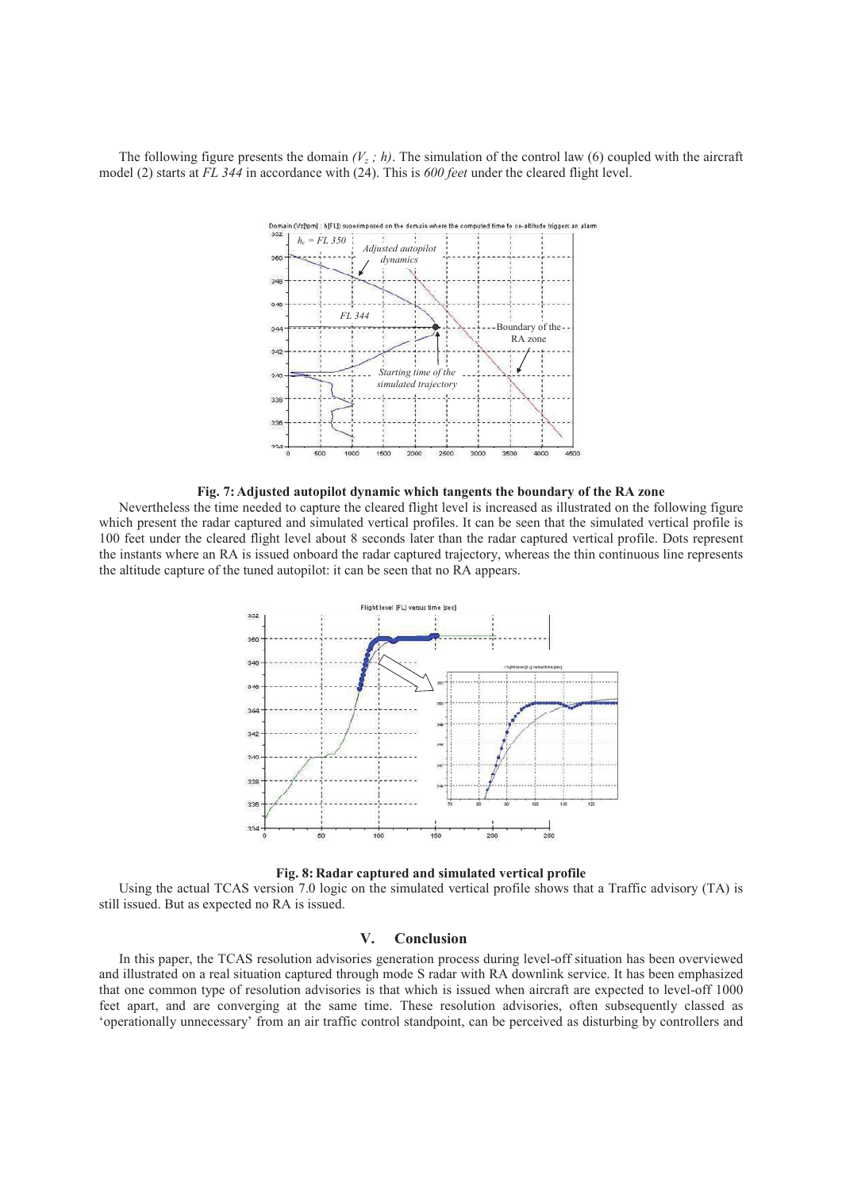The following figure presents the domain $(V_z\ ;\ h)$. The simulation of the control law (6) coupled with the aircraft model (2) starts at *FL 344* in accordance with (24). This is *600 feet* under the cleared flight level.

**Fig. 7: Adjusted autopilot dynamic which tangents the boundary of the RA zone**

Nevertheless the time needed to capture the cleared flight level is increased as illustrated on the following figure which present the radar captured and simulated vertical profiles. It can be seen that the simulated vertical profile is 100 feet under the cleared flight level about 8 seconds later than the radar captured vertical profile. Dots represent the instants where an RA is issued onboard the radar captured trajectory, whereas the thin continuous line represents the altitude capture of the tuned autopilot: it can be seen that no RA appears.

**Fig. 8: Radar captured and simulated vertical profile**

Using the actual TCAS version 7.0 logic on the simulated vertical profile shows that a Traffic advisory (TA) is still issued. But as expected no RA is issued.

## V. Conclusion

In this paper, the TCAS resolution advisories generation process during level-off situation has been overviewed and illustrated on a real situation captured through mode S radar with RA downlink service. It has been emphasized that one common type of resolution advisories is that which is issued when aircraft are expected to level-off 1000 feet apart, and are converging at the same time. These resolution advisories, often subsequently classed as 'operationally unnecessary' from an air traffic control standpoint, can be perceived as disturbing by controllers and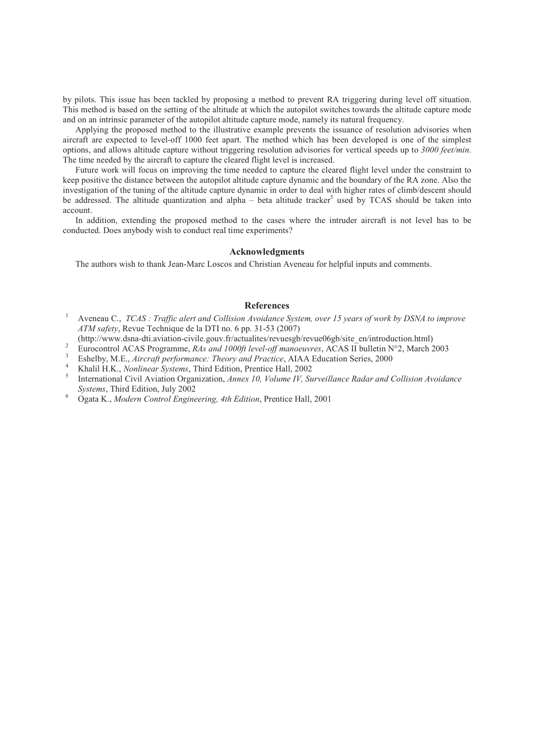by pilots. This issue has been tackled by proposing a method to prevent RA triggering during level off situation. This method is based on the setting of the altitude at which the autopilot switches towards the altitude capture mode and on an intrinsic parameter of the autopilot altitude capture mode, namely its natural frequency.

Applying the proposed method to the illustrative example prevents the issuance of resolution advisories when aircraft are expected to level-off 1000 feet apart. The method which has been developed is one of the simplest options, and allows altitude capture without triggering resolution advisories for vertical speeds up to *3000 feet/min*. The time needed by the aircraft to capture the cleared flight level is increased.

Future work will focus on improving the time needed to capture the cleared flight level under the constraint to keep positive the distance between the autopilot altitude capture dynamic and the boundary of the RA zone. Also the investigation of the tuning of the altitude capture dynamic in order to deal with higher rates of climb/descent should be addressed. The altitude quantization and alpha – beta altitude tracker[5] used by TCAS should be taken into account.

In addition, extending the proposed method to the cases where the intruder aircraft is not level has to be conducted. Does anybody wish to conduct real time experiments?

## Acknowledgments

The authors wish to thank Jean-Marc Loscos and Christian Aveneau for helpful inputs and comments.

## References

[1] Aveneau C., *TCAS : Traffic alert and Collision Avoidance System, over 15 years of work by DSNA to improve ATM safety*, Revue Technique de la DTI no. 6 pp. 31-53 (2007) (http://www.dsna-dti.aviation-civile.gouv.fr/actualites/revuesgb/revue06gb/site_en/introduction.html)

[2] Eurocontrol ACAS Programme, *RAs and 1000ft level-off manoeuvres*, ACAS II bulletin N°2, March 2003

[3] Eshelby, M.E., *Aircraft performance: Theory and Practice*, AIAA Education Series, 2000

[4] Khalil H.K., *Nonlinear Systems*, Third Edition, Prentice Hall, 2002

[5] International Civil Aviation Organization, *Annex 10, Volume IV, Surveillance Radar and Collision Avoidance Systems*, Third Edition, July 2002

[6] Ogata K., *Modern Control Engineering, 4th Edition*, Prentice Hall, 2001